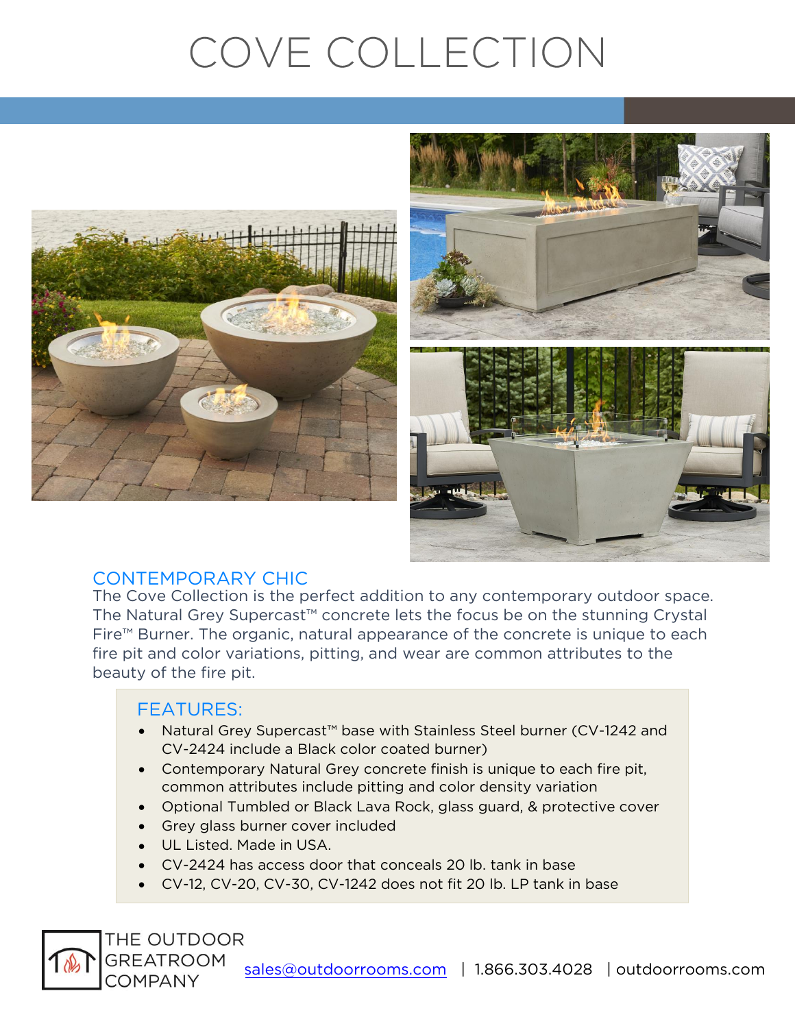# COVE COLLECTION

## CONTEMPORARY CHIC

The Cove Collection is the perfect addition to any contemporary outdoor space. The Natural Grey Supercast™ concrete lets the focus be on the stunning Crystal Fire™ Burner. The organic, natural appearance of the concrete is unique to each fire pit and color variations, pitting, and wear are common attributes to the beauty of the fire pit.

### FEATURES:

- Natural Grey Supercast™ base with Stainless Steel burner (CV-1242 and CV-2424 include a Black color coated burner)
- Contemporary Natural Grey concrete finish is unique to each fire pit, common attributes include pitting and color density variation
- Optional Tumbled or Black Lava Rock, glass guard, & protective cover
- Grey glass burner cover included
- UL Listed. Made in USA.
- CV-2424 has access door that conceals 20 lb. tank in base
- CV-12, CV-20, CV-30, CV-1242 does not fit 20 lb. LP tank in base

THE OUTDOOR GREATROOM COMPANY

sales@outdoorrooms.com | 1.866.303.4028 | outdoorrooms.com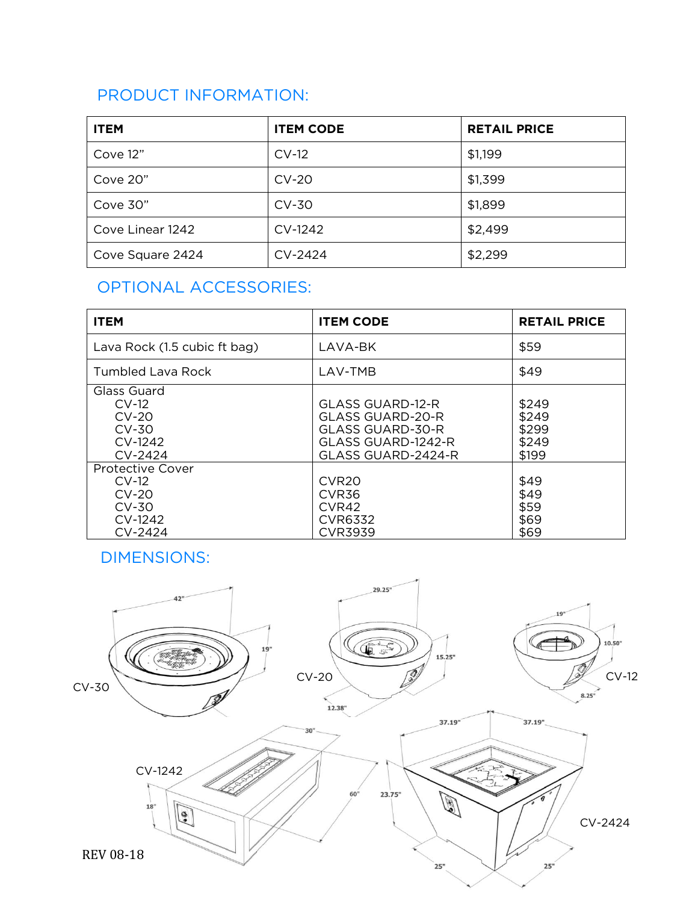## PRODUCT INFORMATION:

| ITEM | ITEM CODE | RETAIL PRICE |
|---|---|---|
| Cove 12" | CV-12 | $1,199 |
| Cove 20" | CV-20 | $1,399 |
| Cove 30" | CV-30 | $1,899 |
| Cove Linear 1242 | CV-1242 | $2,499 |
| Cove Square 2424 | CV-2424 | $2,299 |

## OPTIONAL ACCESSORIES:

| ITEM | ITEM CODE | RETAIL PRICE |
|---|---|---|
| Lava Rock (1.5 cubic ft bag) | LAVA-BK | $59 |
| Tumbled Lava Rock | LAV-TMB | $49 |
| Glass Guard | | |
| CV-12 | GLASS GUARD-12-R | $249 |
| CV-20 | GLASS GUARD-20-R | $249 |
| CV-30 | GLASS GUARD-30-R | $299 |
| CV-1242 | GLASS GUARD-1242-R | $249 |
| CV-2424 | GLASS GUARD-2424-R | $199 |
| Protective Cover | | |
| CV-12 | CVR20 | $49 |
| CV-20 | CVR36 | $49 |
| CV-30 | CVR42 | $59 |
| CV-1242 | CVR6332 | $69 |
| CV-2424 | CVR3939 | $69 |

## DIMENSIONS:

CV-30
42"
19"

CV-20
29.25"
15.25"
12.38"

CV-12
19"
10.50"
8.25"

CV-1242
30"
60"
18"

CV-2424
37.19"
37.19"
23.75"
25"
25"

REV 08-18